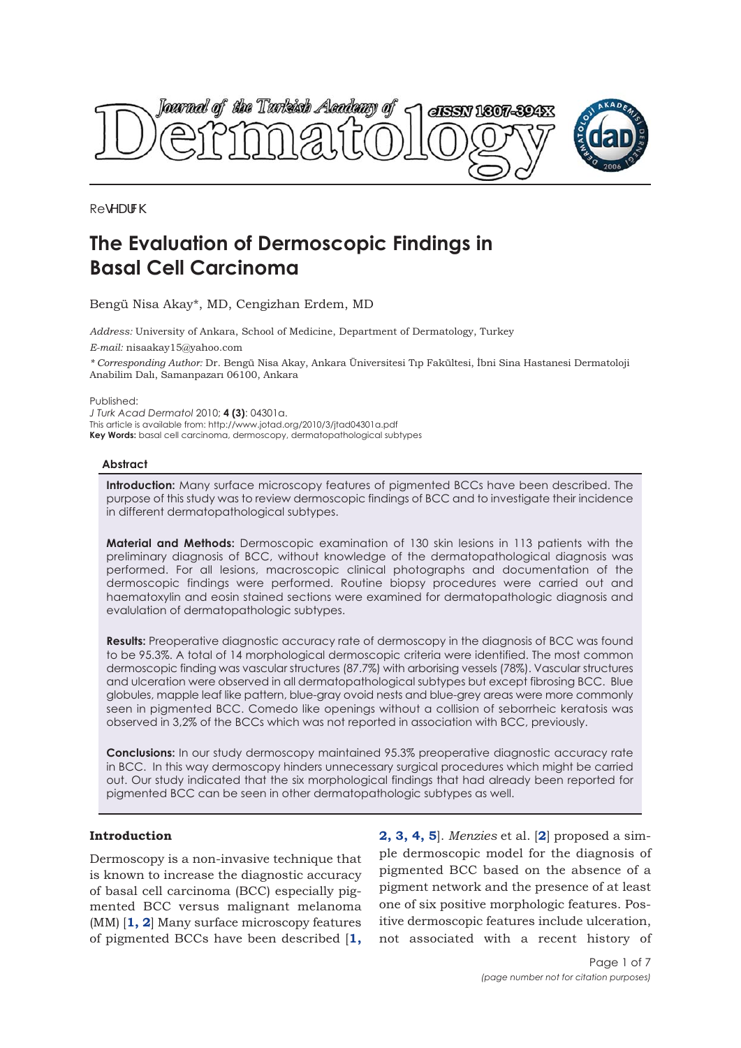Research

# The Evaluation of Dermoscopic Findings in Basal Cell Carcinoma

Bengü Nisa Akay*, MD, Cengizhan Erdem, MD

*Address:* University of Ankara, School of Medicine, Department of Dermatology, Turkey

*E-mail:* nisaakay15@yahoo.com

*\* Corresponding Author:* Dr. Bengü Nisa Akay, Ankara Üniversitesi Tıp Fakültesi, İbni Sina Hastanesi Dermatoloji Anabilim Dalı, Samanpazarı 06100, Ankara

Published:
*J Turk Acad Dermatol* 2010; **4 (3)**: 04301a.
This article is available from: http://www.jotad.org/2010/3/jtad04301a.pdf
**Key Words:** basal cell carcinoma, dermoscopy, dermatopathological subtypes

## Abstract

**Introduction:** Many surface microscopy features of pigmented BCCs have been described. The purpose of this study was to review dermoscopic findings of BCC and to investigate their incidence in different dermatopathological subtypes.

**Material and Methods:** Dermoscopic examination of 130 skin lesions in 113 patients with the preliminary diagnosis of BCC, without knowledge of the dermatopathological diagnosis was performed. For all lesions, macroscopic clinical photographs and documentation of the dermoscopic findings were performed. Routine biopsy procedures were carried out and haematoxylin and eosin stained sections were examined for dermatopathologic diagnosis and evalulation of dermatopathologic subtypes.

**Results:** Preoperative diagnostic accuracy rate of dermoscopy in the diagnosis of BCC was found to be 95.3%. A total of 14 morphological dermoscopic criteria were identified. The most common dermoscopic finding was vascular structures (87.7%) with arborising vessels (78%). Vascular structures and ulceration were observed in all dermatopathological subtypes but except fibrosing BCC. Blue globules, mapple leaf like pattern, blue-gray ovoid nests and blue-grey areas were more commonly seen in pigmented BCC. Comedo like openings without a collision of seborrheic keratosis was observed in 3,2% of the BCCs which was not reported in association with BCC, previously.

**Conclusions:** In our study dermoscopy maintained 95.3% preoperative diagnostic accuracy rate in BCC. In this way dermoscopy hinders unnecessary surgical procedures which might be carried out. Our study indicated that the six morphological findings that had already been reported for pigmented BCC can be seen in other dermatopathologic subtypes as well.

## Introduction

Dermoscopy is a non-invasive technique that is known to increase the diagnostic accuracy of basal cell carcinoma (BCC) especially pigmented BCC versus malignant melanoma (MM) [**1, 2**] Many surface microscopy features of pigmented BCCs have been described [**1, 2, 3, 4, 5**]. *Menzies* et al. [**2**] proposed a simple dermoscopic model for the diagnosis of pigmented BCC based on the absence of a pigment network and the presence of at least one of six positive morphologic features. Positive dermoscopic features include ulceration, not associated with a recent history of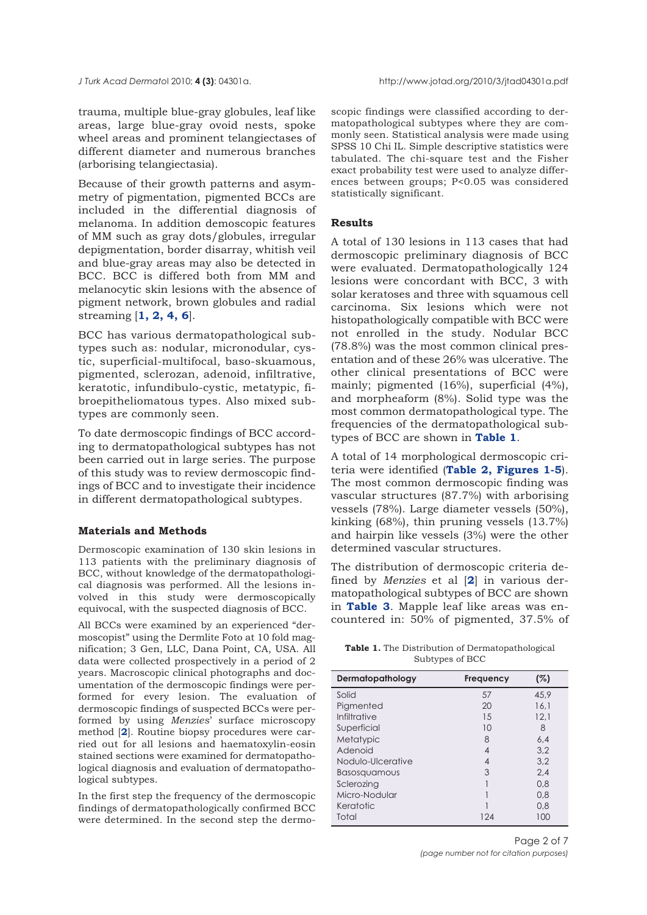trauma, multiple blue-gray globules, leaf like areas, large blue-gray ovoid nests, spoke wheel areas and prominent telangiectases of different diameter and numerous branches (arborising telangiectasia).

Because of their growth patterns and asymmetry of pigmentation, pigmented BCCs are included in the differential diagnosis of melanoma. In addition demoscopic features of MM such as gray dots/globules, irregular depigmentation, border disarray, whitish veil and blue-gray areas may also be detected in BCC. BCC is differed both from MM and melanocytic skin lesions with the absence of pigment network, brown globules and radial streaming [**1, 2, 4, 6**].

BCC has various dermatopathological subtypes such as: nodular, micronodular, cystic, superficial-multifocal, baso-skuamous, pigmented, sclerozan, adenoid, infiltrative, keratotic, infundibulo-cystic, metatypic, fibroepitheliomatous types. Also mixed subtypes are commonly seen.

To date dermoscopic findings of BCC according to dermatopathological subtypes has not been carried out in large series. The purpose of this study was to review dermoscopic findings of BCC and to investigate their incidence in different dermatopathological subtypes.

## Materials and Methods

Dermoscopic examination of 130 skin lesions in 113 patients with the preliminary diagnosis of BCC, without knowledge of the dermatopathological diagnosis was performed. All the lesions involved in this study were dermoscopically equivocal, with the suspected diagnosis of BCC.

All BCCs were examined by an experienced "dermoscopist" using the Dermlite Foto at 10 fold magnification; 3 Gen, LLC, Dana Point, CA, USA. All data were collected prospectively in a period of 2 years. Macroscopic clinical photographs and documentation of the dermoscopic findings were performed for every lesion. The evaluation of dermoscopic findings of suspected BCCs were performed by using *Menzies*' surface microscopy method [**2**]. Routine biopsy procedures were carried out for all lesions and haematoxylin-eosin stained sections were examined for dermatopathological diagnosis and evaluation of dermatopathological subtypes.

In the first step the frequency of the dermoscopic findings of dermatopathologically confirmed BCC were determined. In the second step the dermoscopic findings were classified according to dermatopathological subtypes where they are commonly seen. Statistical analysis were made using SPSS 10 Chi IL. Simple descriptive statistics were tabulated. The chi-square test and the Fisher exact probability test were used to analyze differences between groups; P<0.05 was considered statistically significant.

## Results

A total of 130 lesions in 113 cases that had dermoscopic preliminary diagnosis of BCC were evaluated. Dermatopathologically 124 lesions were concordant with BCC, 3 with solar keratoses and three with squamous cell carcinoma. Six lesions which were not histopathologically compatible with BCC were not enrolled in the study. Nodular BCC (78.8%) was the most common clinical presentation and of these 26% was ulcerative. The other clinical presentations of BCC were mainly; pigmented (16%), superficial (4%), and morpheaform (8%). Solid type was the most common dermatopathological type. The frequencies of the dermatopathological subtypes of BCC are shown in **Table 1**.

A total of 14 morphological dermoscopic criteria were identified (**Table 2, Figures 1-5**). The most common dermoscopic finding was vascular structures (87.7%) with arborising vessels (78%). Large diameter vessels (50%), kinking (68%), thin pruning vessels (13.7%) and hairpin like vessels (3%) were the other determined vascular structures.

The distribution of dermoscopic criteria defined by *Menzies* et al [**2**] in various dermatopathological subtypes of BCC are shown in **Table 3**. Mapple leaf like areas was encountered in: 50% of pigmented, 37.5% of

**Table 1.** The Distribution of Dermatopathological Subtypes of BCC

| Dermatopathology | Frequency | (%) |
|---|---|---|
| Solid | 57 | 45,9 |
| Pigmented | 20 | 16,1 |
| Infiltrative | 15 | 12,1 |
| Superficial | 10 | 8 |
| Metatypic | 8 | 6,4 |
| Adenoid | 4 | 3,2 |
| Nodulo-Ulcerative | 4 | 3,2 |
| Basosquamous | 3 | 2,4 |
| Sclerozing | 1 | 0,8 |
| Micro-Nodular | 1 | 0,8 |
| Keratotic | 1 | 0,8 |
| Total | 124 | 100 |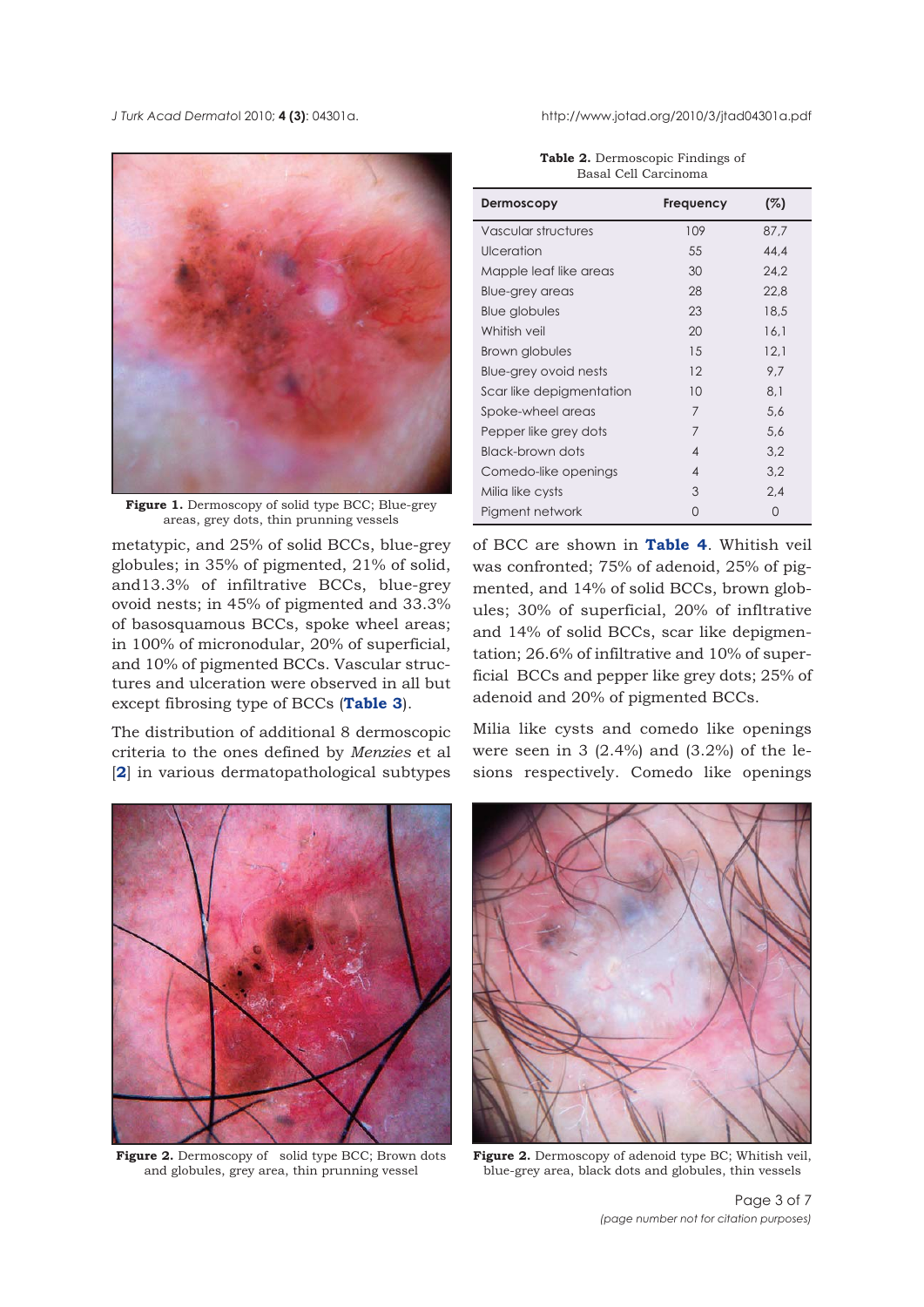Figure 1. Dermoscopy of solid type BCC; Blue-grey areas, grey dots, thin prunning vessels

metatypic, and 25% of solid BCCs, blue-grey globules; in 35% of pigmented, 21% of solid, and13.3% of infiltrative BCCs, blue-grey ovoid nests; in 45% of pigmented and 33.3% of basosquamous BCCs, spoke wheel areas; in 100% of micronodular, 20% of superficial, and 10% of pigmented BCCs. Vascular structures and ulceration were observed in all but except fibrosing type of BCCs (**Table 3**).

The distribution of additional 8 dermoscopic criteria to the ones defined by *Menzies* et al [**2**] in various dermatopathological subtypes of BCC are shown in **Table 4**. Whitish veil was confronted; 75% of adenoid, 25% of pigmented, and 14% of solid BCCs, brown globules; 30% of superficial, 20% of inflitrative and 14% of solid BCCs, scar like depigmentation; 26.6% of infiltrative and 10% of superficial BCCs and pepper like grey dots; 25% of adenoid and 20% of pigmented BCCs.

**Table 2.** Dermoscopic Findings of Basal Cell Carcinoma

| Dermoscopy | Frequency | (%) |
|---|---|---|
| Vascular structures | 109 | 87,7 |
| Ulceration | 55 | 44,4 |
| Mapple leaf like areas | 30 | 24,2 |
| Blue-grey areas | 28 | 22,8 |
| Blue globules | 23 | 18,5 |
| Whitish veil | 20 | 16,1 |
| Brown globules | 15 | 12,1 |
| Blue-grey ovoid nests | 12 | 9,7 |
| Scar like depigmentation | 10 | 8,1 |
| Spoke-wheel areas | 7 | 5,6 |
| Pepper like grey dots | 7 | 5,6 |
| Black-brown dots | 4 | 3,2 |
| Comedo-like openings | 4 | 3,2 |
| Milia like cysts | 3 | 2,4 |
| Pigment network | 0 | 0 |

Milia like cysts and comedo like openings were seen in 3 (2.4%) and (3.2%) of the lesions respectively. Comedo like openings

Figure 2. Dermoscopy of solid type BCC; Brown dots and globules, grey area, thin prunning vessel

Figure 2. Dermoscopy of adenoid type BC; Whitish veil, blue-grey area, black dots and globules, thin vessels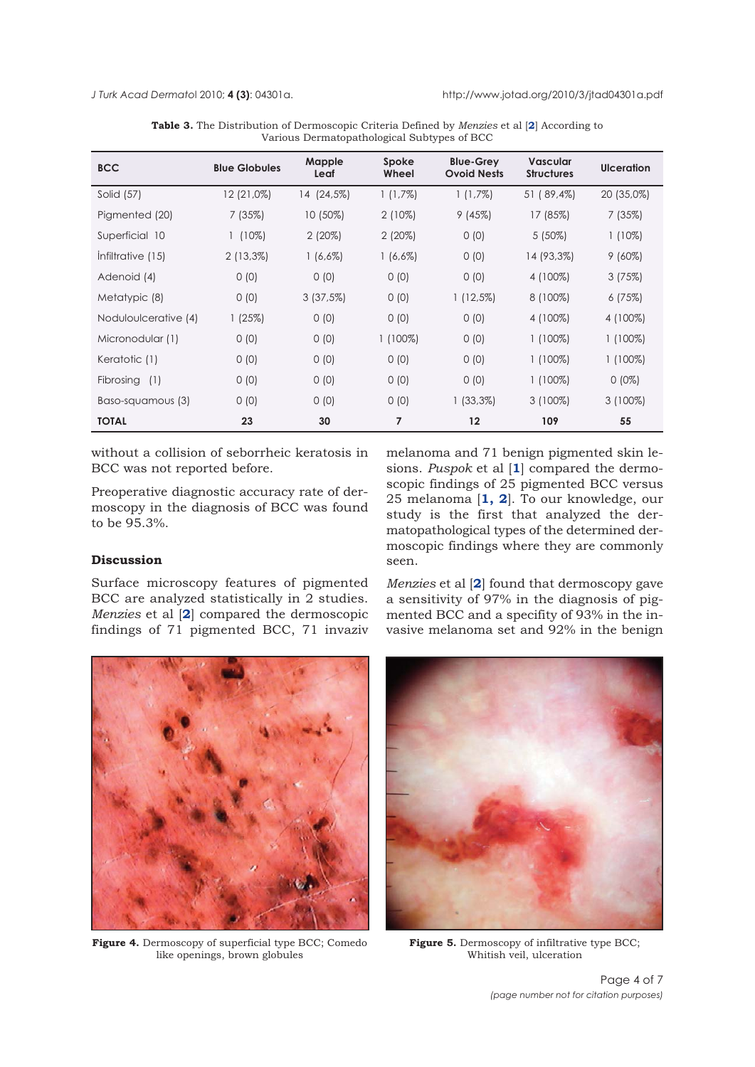**Table 3.** The Distribution of Dermoscopic Criteria Defined by *Menzies* et al [2] According to Various Dermatopathological Subtypes of BCC

| BCC | Blue Globules | Mapple Leaf | Spoke Wheel | Blue-Grey Ovoid Nests | Vascular Structures | Ulceration |
|---|---|---|---|---|---|---|
| Solid (57) | 12 (21,0%) | 14 (24,5%) | 1 (1,7%) | 1 (1,7%) | 51 ( 89,4%) | 20 (35,0%) |
| Pigmented (20) | 7 (35%) | 10 (50%) | 2 (10%) | 9 (45%) | 17 (85%) | 7 (35%) |
| Superficial 10 | 1 (10%) | 2 (20%) | 2 (20%) | 0 (0) | 5 (50%) | 1 (10%) |
| İnfiltrative (15) | 2 (13,3%) | 1 (6,6%) | 1 (6,6%) | 0 (0) | 14 (93,3%) | 9 (60%) |
| Adenoid (4) | 0 (0) | 0 (0) | 0 (0) | 0 (0) | 4 (100%) | 3 (75%) |
| Metatypic (8) | 0 (0) | 3 (37,5%) | 0 (0) | 1 (12,5%) | 8 (100%) | 6 (75%) |
| Noduloulcerative (4) | 1 (25%) | 0 (0) | 0 (0) | 0 (0) | 4 (100%) | 4 (100%) |
| Micronodular (1) | 0 (0) | 0 (0) | 1 (100%) | 0 (0) | 1 (100%) | 1 (100%) |
| Keratotic (1) | 0 (0) | 0 (0) | 0 (0) | 0 (0) | 1 (100%) | 1 (100%) |
| Fibrosing (1) | 0 (0) | 0 (0) | 0 (0) | 0 (0) | 1 (100%) | 0 (0%) |
| Baso-squamous (3) | 0 (0) | 0 (0) | 0 (0) | 1 (33,3%) | 3 (100%) | 3 (100%) |
| **TOTAL** | **23** | **30** | **7** | **12** | **109** | **55** |

without a collision of seborrheic keratosis in BCC was not reported before.

Preoperative diagnostic accuracy rate of dermoscopy in the diagnosis of BCC was found to be 95.3%.

## Discussion

Surface microscopy features of pigmented BCC are analyzed statistically in 2 studies. *Menzies* et al [2] compared the dermoscopic findings of 71 pigmented BCC, 71 invaziv melanoma and 71 benign pigmented skin lesions. *Puspok* et al [1] compared the dermoscopic findings of 25 pigmented BCC versus 25 melanoma [1, 2]. To our knowledge, our study is the first that analyzed the dermatopathological types of the determined dermoscopic findings where they are commonly seen.

*Menzies* et al [2] found that dermoscopy gave a sensitivity of 97% in the diagnosis of pigmented BCC and a specifity of 93% in the invasive melanoma set and 92% in the benign

**Figure 4.** Dermoscopy of superficial type BCC; Comedo like openings, brown globules

**Figure 5.** Dermoscopy of infiltrative type BCC; Whitish veil, ulceration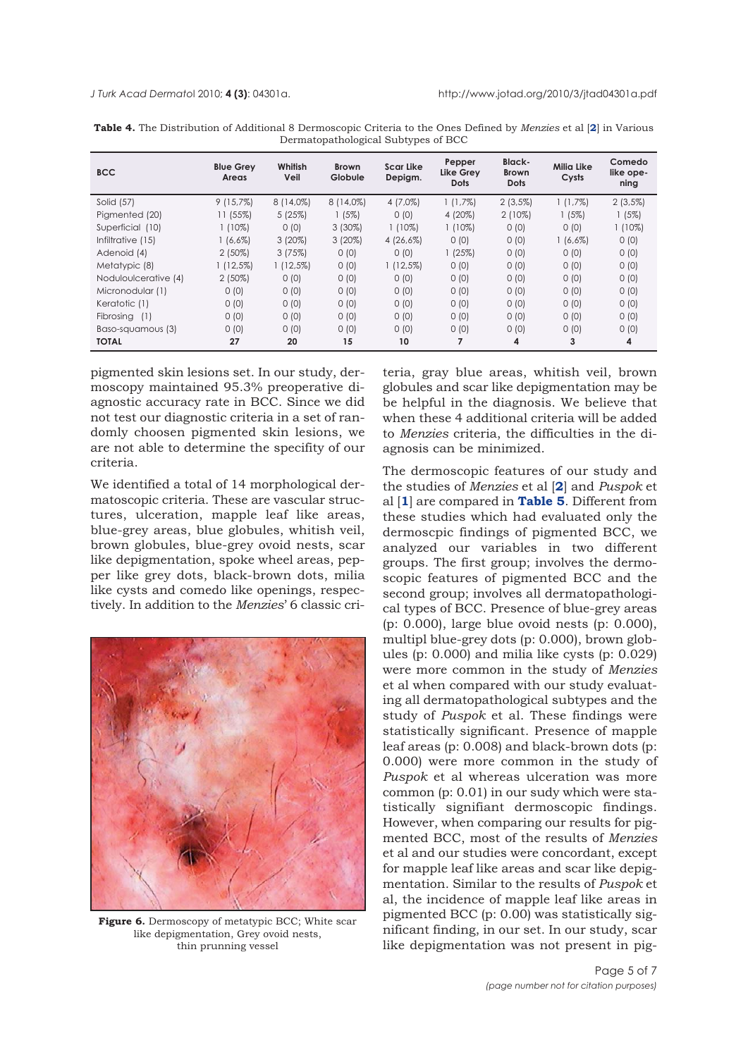**Table 4.** The Distribution of Additional 8 Dermoscopic Criteria to the Ones Defined by *Menzies* et al [**2**] in Various Dermatopathological Subtypes of BCC

| BCC | Blue Grey Areas | Whitish Veil | Brown Globule | Scar Like Depigm. | Pepper Like Grey Dots | Black-Brown Dots | Milia Like Cysts | Comedo like opening |
|---|---|---|---|---|---|---|---|---|
| Solid (57) | 9 (15,7%) | 8 (14,0%) | 8 (14,0%) | 4 (7,0%) | 1 (1,7%) | 2 (3,5%) | 1 (1,7%) | 2 (3,5%) |
| Pigmented (20) | 11 (55%) | 5 (25%) | 1 (5%) | 0 (0) | 4 (20%) | 2 (10%) | 1 (5%) | 1 (5%) |
| Superficial (10) | 1 (10%) | 0 (0) | 3 (30%) | 1 (10%) | 1 (10%) | 0 (0) | 0 (0) | 1 (10%) |
| Infiltrative (15) | 1 (6,6%) | 3 (20%) | 3 (20%) | 4 (26,6%) | 0 (0) | 0 (0) | 1 (6,6%) | 0 (0) |
| Adenoid (4) | 2 (50%) | 3 (75%) | 0 (0) | 0 (0) | 1 (25%) | 0 (0) | 0 (0) | 0 (0) |
| Metatypic (8) | 1 (12,5%) | 1 (12,5%) | 0 (0) | 1 (12,5%) | 0 (0) | 0 (0) | 0 (0) | 0 (0) |
| Noduloulcerative (4) | 2 (50%) | 0 (0) | 0 (0) | 0 (0) | 0 (0) | 0 (0) | 0 (0) | 0 (0) |
| Micronodular (1) | 0 (0) | 0 (0) | 0 (0) | 0 (0) | 0 (0) | 0 (0) | 0 (0) | 0 (0) |
| Keratotic (1) | 0 (0) | 0 (0) | 0 (0) | 0 (0) | 0 (0) | 0 (0) | 0 (0) | 0 (0) |
| Fibrosing (1) | 0 (0) | 0 (0) | 0 (0) | 0 (0) | 0 (0) | 0 (0) | 0 (0) | 0 (0) |
| Baso-squamous (3) | 0 (0) | 0 (0) | 0 (0) | 0 (0) | 0 (0) | 0 (0) | 0 (0) | 0 (0) |
| **TOTAL** | **27** | **20** | **15** | **10** | **7** | **4** | **3** | **4** |

pigmented skin lesions set. In our study, dermoscopy maintained 95.3% preoperative diagnostic accuracy rate in BCC. Since we did not test our diagnostic criteria in a set of randomly choosen pigmented skin lesions, we are not able to determine the specifity of our criteria.

We identified a total of 14 morphological dermatoscopic criteria. These are vascular structures, ulceration, mapple leaf like areas, blue-grey areas, blue globules, whitish veil, brown globules, blue-grey ovoid nests, scar like depigmentation, spoke wheel areas, pepper like grey dots, black-brown dots, milia like cysts and comedo like openings, respectively. In addition to the *Menzies*' 6 classic criteria, gray blue areas, whitish veil, brown globules and scar like depigmentation may be be helpful in the diagnosis. We believe that when these 4 additional criteria will be added to *Menzies* criteria, the difficulties in the diagnosis can be minimized.

**Figure 6.** Dermoscopy of metatypic BCC; White scar like depigmentation, Grey ovoid nests, thin prunning vessel

The dermoscopic features of our study and the studies of *Menzies* et al [**2**] and *Puspok* et al [**1**] are compared in **Table 5**. Different from these studies which had evaluated only the dermoscpic findings of pigmented BCC, we analyzed our variables in two different groups. The first group; involves the dermoscopic features of pigmented BCC and the second group; involves all dermatopathological types of BCC. Presence of blue-grey areas (p: 0.000), large blue ovoid nests (p: 0.000), multipl blue-grey dots (p: 0.000), brown globules (p: 0.000) and milia like cysts (p: 0.029) were more common in the study of *Menzies* et al when compared with our study evaluating all dermatopathological subtypes and the study of *Puspok* et al. These findings were statistically significant. Presence of mapple leaf areas (p: 0.008) and black-brown dots (p: 0.000) were more common in the study of *Puspok* et al whereas ulceration was more common (p: 0.01) in our sudy which were statistically signifiant dermoscopic findings. However, when comparing our results for pigmented BCC, most of the results of *Menzies* et al and our studies were concordant, except for mapple leaf like areas and scar like depigmentation. Similar to the results of *Puspok* et al, the incidence of mapple leaf like areas in pigmented BCC (p: 0.00) was statistically significant finding, in our set. In our study, scar like depigmentation was not present in pig-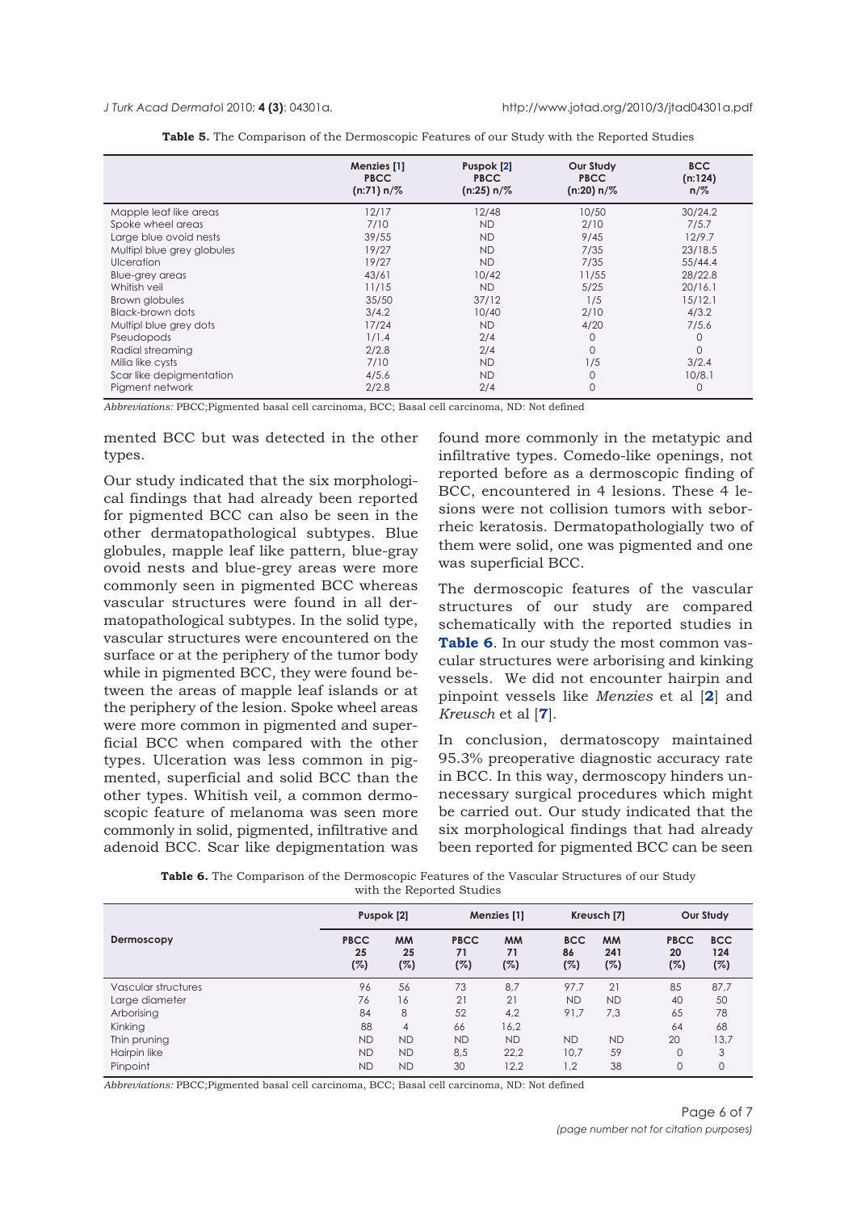**Table 5.** The Comparison of the Dermoscopic Features of our Study with the Reported Studies

| | Menzies [1] PBCC (n:71) n/% | Puspok [2] PBCC (n:25) n/% | Our Study PBCC (n:20) n/% | BCC (n:124) n/% |
|---|---|---|---|---|
| Mapple leaf like areas | 12/17 | 12/48 | 10/50 | 30/24.2 |
| Spoke wheel areas | 7/10 | ND | 2/10 | 7/5.7 |
| Large blue ovoid nests | 39/55 | ND | 9/45 | 12/9.7 |
| Multipl blue grey globules | 19/27 | ND | 7/35 | 23/18.5 |
| Ulceration | 19/27 | ND | 7/35 | 55/44.4 |
| Blue-grey areas | 43/61 | 10/42 | 11/55 | 28/22.8 |
| Whitish veil | 11/15 | ND | 5/25 | 20/16.1 |
| Brown globules | 35/50 | 37/12 | 1/5 | 15/12.1 |
| Black-brown dots | 3/4.2 | 10/40 | 2/10 | 4/3.2 |
| Multipl blue grey dots | 17/24 | ND | 4/20 | 7/5.6 |
| Pseudopods | 1/1.4 | 2/4 | 0 | 0 |
| Radial streaming | 2/2.8 | 2/4 | 0 | 0 |
| Milia like cysts | 7/10 | ND | 1/5 | 3/2.4 |
| Scar like depigmentation | 4/5.6 | ND | 0 | 10/8.1 |
| Pigment network | 2/2.8 | 2/4 | 0 | 0 |

*Abbreviations:* PBCC;Pigmented basal cell carcinoma, BCC; Basal cell carcinoma, ND: Not defined

mented BCC but was detected in the other types.

Our study indicated that the six morphological findings that had already been reported for pigmented BCC can also be seen in the other dermatopathological subtypes. Blue globules, mapple leaf like pattern, blue-gray ovoid nests and blue-grey areas were more commonly seen in pigmented BCC whereas vascular structures were found in all dermatopathological subtypes. In the solid type, vascular structures were encountered on the surface or at the periphery of the tumor body while in pigmented BCC, they were found between the areas of mapple leaf islands or at the periphery of the lesion. Spoke wheel areas were more common in pigmented and superficial BCC when compared with the other types. Ulceration was less common in pigmented, superficial and solid BCC than the other types. Whitish veil, a common dermoscopic feature of melanoma was seen more commonly in solid, pigmented, infiltrative and adenoid BCC. Scar like depigmentation was found more commonly in the metatypic and infiltrative types. Comedo-like openings, not reported before as a dermoscopic finding of BCC, encountered in 4 lesions. These 4 lesions were not collision tumors with seborrheic keratosis. Dermatopathologially two of them were solid, one was pigmented and one was superficial BCC.

The dermoscopic features of the vascular structures of our study are compared schematically with the reported studies in **Table 6**. In our study the most common vascular structures were arborising and kinking vessels. We did not encounter hairpin and pinpoint vessels like *Menzies* et al [**2**] and *Kreusch* et al [**7**].

In conclusion, dermatoscopy maintained 95.3% preoperative diagnostic accuracy rate in BCC. In this way, dermoscopy hinders unnecessary surgical procedures which might be carried out. Our study indicated that the six morphological findings that had already been reported for pigmented BCC can be seen

**Table 6.** The Comparison of the Dermoscopic Features of the Vascular Structures of our Study with the Reported Studies

| Dermoscopy | Puspok [2] | | Menzies [1] | | Kreusch [7] | | Our Study | |
|---|---|---|---|---|---|---|---|---|
| | PBCC 25 (%) | MM 25 (%) | PBCC 71 (%) | MM 71 (%) | BCC 86 (%) | MM 241 (%) | PBCC 20 (%) | BCC 124 (%) |
| Vascular structures | 96 | 56 | 73 | 8,7 | 97,7 | 21 | 85 | 87,7 |
| Large diameter | 76 | 16 | 21 | 21 | ND | ND | 40 | 50 |
| Arborising | 84 | 8 | 52 | 4,2 | 91,7 | 7,3 | 65 | 78 |
| Kinking | 88 | 4 | 66 | 16,2 | | | 64 | 68 |
| Thin pruning | ND | ND | ND | ND | ND | ND | 20 | 13,7 |
| Hairpin like | ND | ND | 8,5 | 22,2 | 10,7 | 59 | 0 | 3 |
| Pinpoint | ND | ND | 30 | 12,2 | 1,2 | 38 | 0 | 0 |

*Abbreviations:* PBCC;Pigmented basal cell carcinoma, BCC; Basal cell carcinoma, ND: Not defined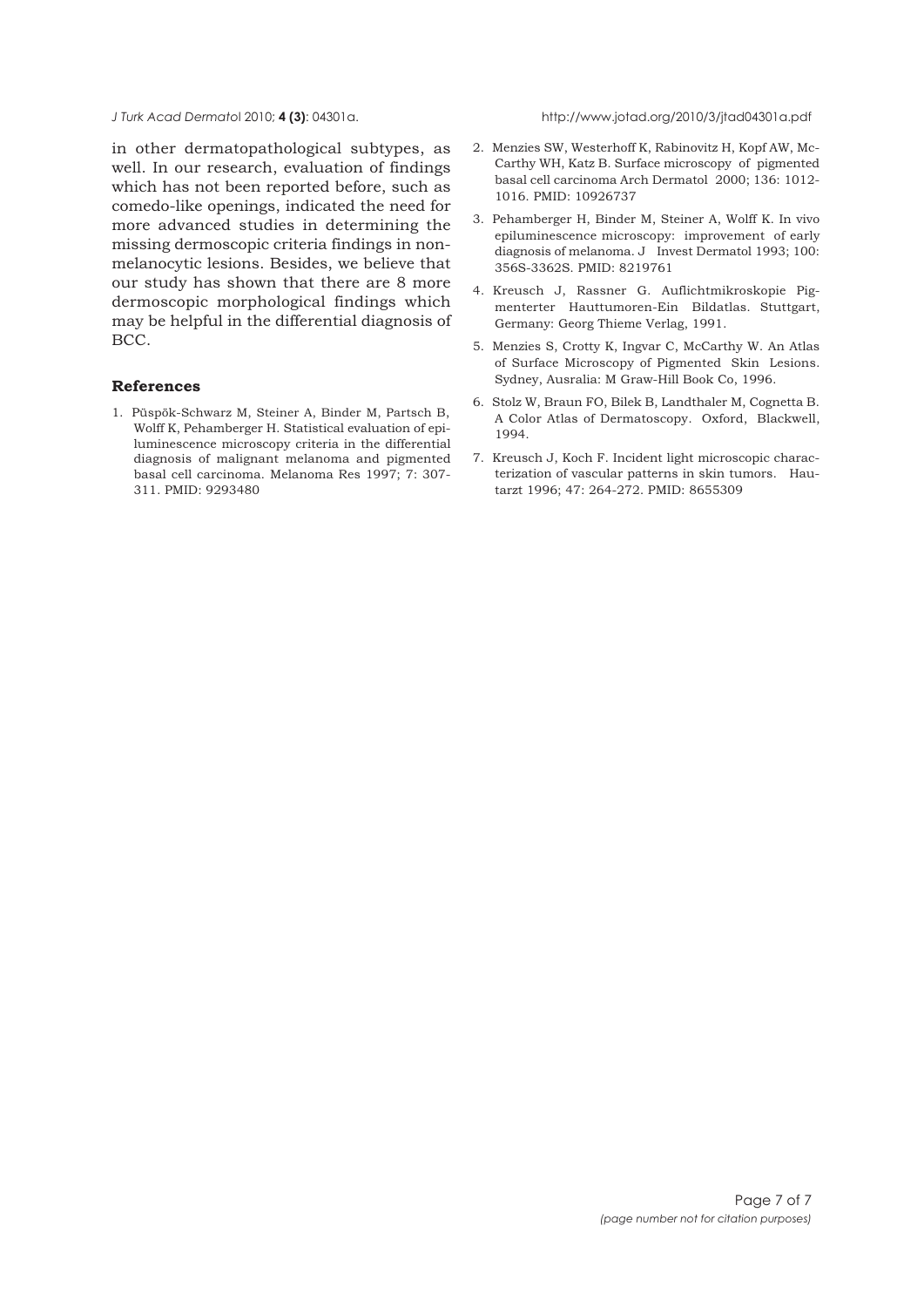in other dermatopathological subtypes, as well. In our research, evaluation of findings which has not been reported before, such as comedo-like openings, indicated the need for more advanced studies in determining the missing dermoscopic criteria findings in non-melanocytic lesions. Besides, we believe that our study has shown that there are 8 more dermoscopic morphological findings which may be helpful in the differential diagnosis of BCC.

## References

1. Püspök-Schwarz M, Steiner A, Binder M, Partsch B, Wolff K, Pehamberger H. Statistical evaluation of epiluminescence microscopy criteria in the differential diagnosis of malignant melanoma and pigmented basal cell carcinoma. Melanoma Res 1997; 7: 307-311. PMID: 9293480
2. Menzies SW, Westerhoff K, Rabinovitz H, Kopf AW, McCarthy WH, Katz B. Surface microscopy of pigmented basal cell carcinoma Arch Dermatol 2000; 136: 1012-1016. PMID: 10926737
3. Pehamberger H, Binder M, Steiner A, Wolff K. In vivo epiluminescence microscopy: improvement of early diagnosis of melanoma. J Invest Dermatol 1993; 100: 356S-3362S. PMID: 8219761
4. Kreusch J, Rassner G. Auflichtmikroskopie Pigmenterter Hauttumoren-Ein Bildatlas. Stuttgart, Germany: Georg Thieme Verlag, 1991.
5. Menzies S, Crotty K, Ingvar C, McCarthy W. An Atlas of Surface Microscopy of Pigmented Skin Lesions. Sydney, Ausralia: M Graw-Hill Book Co, 1996.
6. Stolz W, Braun FO, Bilek B, Landthaler M, Cognetta B. A Color Atlas of Dermatoscopy. Oxford, Blackwell, 1994.
7. Kreusch J, Koch F. Incident light microscopic characterization of vascular patterns in skin tumors. Hautarzt 1996; 47: 264-272. PMID: 8655309